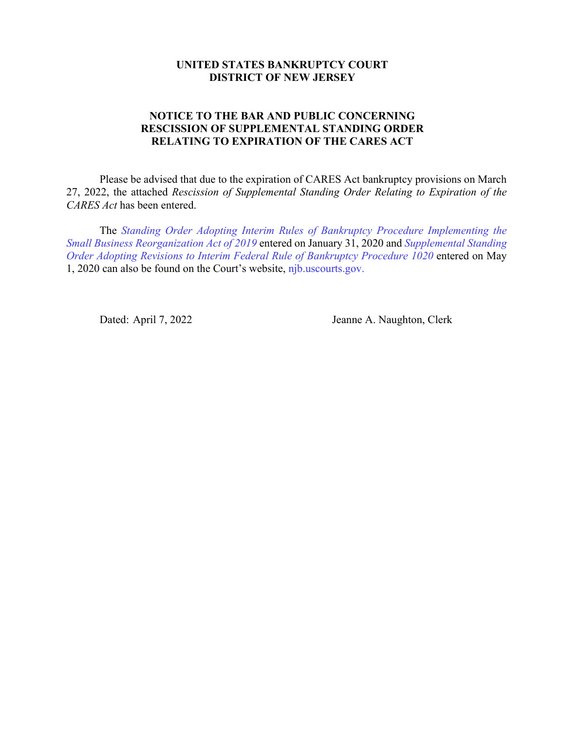**UNITED STATES BANKRUPTCY COURT**
**DISTRICT OF NEW JERSEY**

**NOTICE TO THE BAR AND PUBLIC CONCERNING RESCISSION OF SUPPLEMENTAL STANDING ORDER RELATING TO EXPIRATION OF THE CARES ACT**

Please be advised that due to the expiration of CARES Act bankruptcy provisions on March 27, 2022, the attached *Rescission of Supplemental Standing Order Relating to Expiration of the CARES Act* has been entered.

The *Standing Order Adopting Interim Rules of Bankruptcy Procedure Implementing the Small Business Reorganization Act of 2019* entered on January 31, 2020 and *Supplemental Standing Order Adopting Revisions to Interim Federal Rule of Bankruptcy Procedure 1020* entered on May 1, 2020 can also be found on the Court's website, njb.uscourts.gov.

Dated: April 7, 2022 Jeanne A. Naughton, Clerk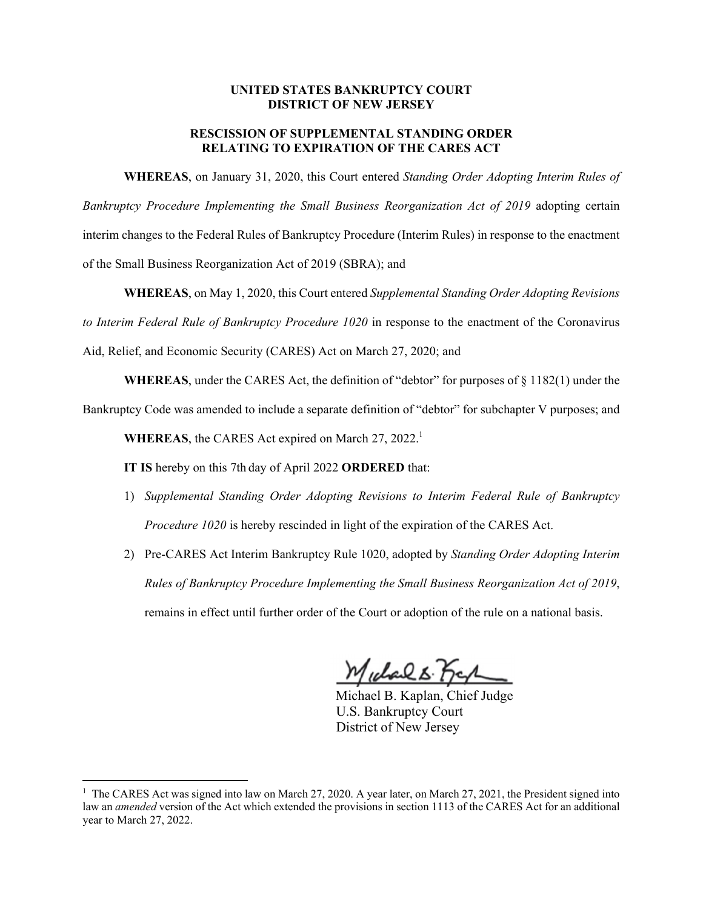**UNITED STATES BANKRUPTCY COURT**
**DISTRICT OF NEW JERSEY**

**RESCISSION OF SUPPLEMENTAL STANDING ORDER**
**RELATING TO EXPIRATION OF THE CARES ACT**

**WHEREAS**, on January 31, 2020, this Court entered *Standing Order Adopting Interim Rules of Bankruptcy Procedure Implementing the Small Business Reorganization Act of 2019* adopting certain interim changes to the Federal Rules of Bankruptcy Procedure (Interim Rules) in response to the enactment of the Small Business Reorganization Act of 2019 (SBRA); and

**WHEREAS**, on May 1, 2020, this Court entered *Supplemental Standing Order Adopting Revisions to Interim Federal Rule of Bankruptcy Procedure 1020* in response to the enactment of the Coronavirus Aid, Relief, and Economic Security (CARES) Act on March 27, 2020; and

**WHEREAS**, under the CARES Act, the definition of "debtor" for purposes of § 1182(1) under the Bankruptcy Code was amended to include a separate definition of "debtor" for subchapter V purposes; and

**WHEREAS**, the CARES Act expired on March 27, 2022.[1]

**IT IS** hereby on this 7th day of April 2022 **ORDERED** that:

1) *Supplemental Standing Order Adopting Revisions to Interim Federal Rule of Bankruptcy Procedure 1020* is hereby rescinded in light of the expiration of the CARES Act.
2) Pre-CARES Act Interim Bankruptcy Rule 1020, adopted by *Standing Order Adopting Interim Rules of Bankruptcy Procedure Implementing the Small Business Reorganization Act of 2019*, remains in effect until further order of the Court or adoption of the rule on a national basis.

Michael B. Kaplan, Chief Judge
U.S. Bankruptcy Court
District of New Jersey

---

[1] The CARES Act was signed into law on March 27, 2020. A year later, on March 27, 2021, the President signed into law an *amended* version of the Act which extended the provisions in section 1113 of the CARES Act for an additional year to March 27, 2022.